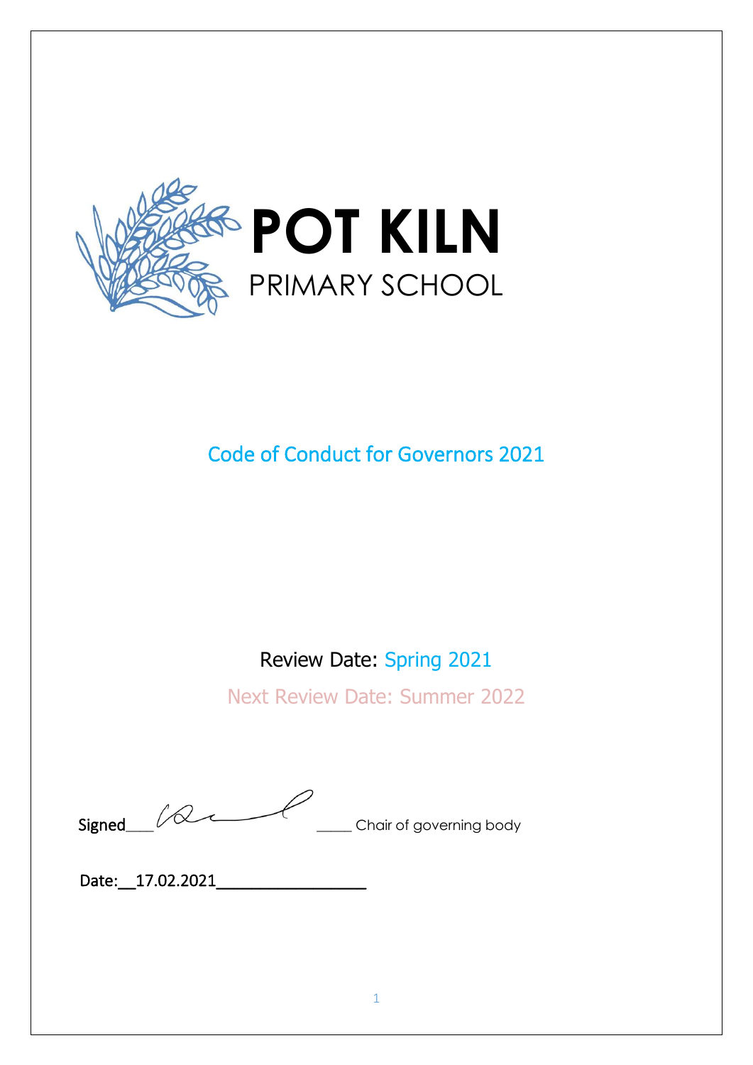# POT KILN

PRIMARY SCHOOL

## Code of Conduct for Governors 2021

Review Date: Spring 2021

Next Review Date: Summer 2022

Signed____ ______ Chair of governing body

Date:__17.02.2021__________________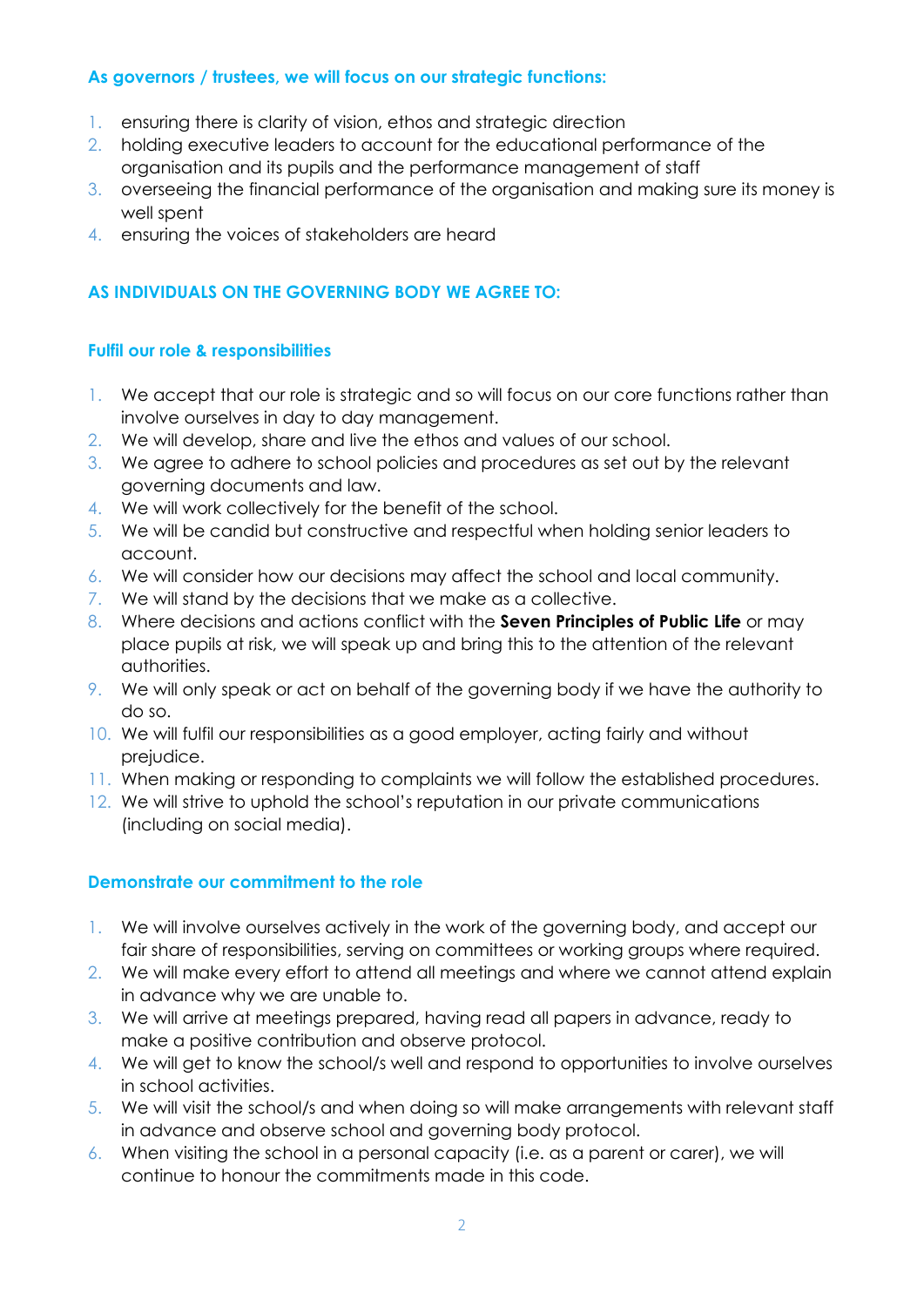### As governors / trustees, we will focus on our strategic functions:

1. ensuring there is clarity of vision, ethos and strategic direction
2. holding executive leaders to account for the educational performance of the organisation and its pupils and the performance management of staff
3. overseeing the financial performance of the organisation and making sure its money is well spent
4. ensuring the voices of stakeholders are heard

## AS INDIVIDUALS ON THE GOVERNING BODY WE AGREE TO:

### Fulfil our role & responsibilities

1. We accept that our role is strategic and so will focus on our core functions rather than involve ourselves in day to day management.
2. We will develop, share and live the ethos and values of our school.
3. We agree to adhere to school policies and procedures as set out by the relevant governing documents and law.
4. We will work collectively for the benefit of the school.
5. We will be candid but constructive and respectful when holding senior leaders to account.
6. We will consider how our decisions may affect the school and local community.
7. We will stand by the decisions that we make as a collective.
8. Where decisions and actions conflict with the **Seven Principles of Public Life** or may place pupils at risk, we will speak up and bring this to the attention of the relevant authorities.
9. We will only speak or act on behalf of the governing body if we have the authority to do so.
10. We will fulfil our responsibilities as a good employer, acting fairly and without prejudice.
11. When making or responding to complaints we will follow the established procedures.
12. We will strive to uphold the school's reputation in our private communications (including on social media).

### Demonstrate our commitment to the role

1. We will involve ourselves actively in the work of the governing body, and accept our fair share of responsibilities, serving on committees or working groups where required.
2. We will make every effort to attend all meetings and where we cannot attend explain in advance why we are unable to.
3. We will arrive at meetings prepared, having read all papers in advance, ready to make a positive contribution and observe protocol.
4. We will get to know the school/s well and respond to opportunities to involve ourselves in school activities.
5. We will visit the school/s and when doing so will make arrangements with relevant staff in advance and observe school and governing body protocol.
6. When visiting the school in a personal capacity (i.e. as a parent or carer), we will continue to honour the commitments made in this code.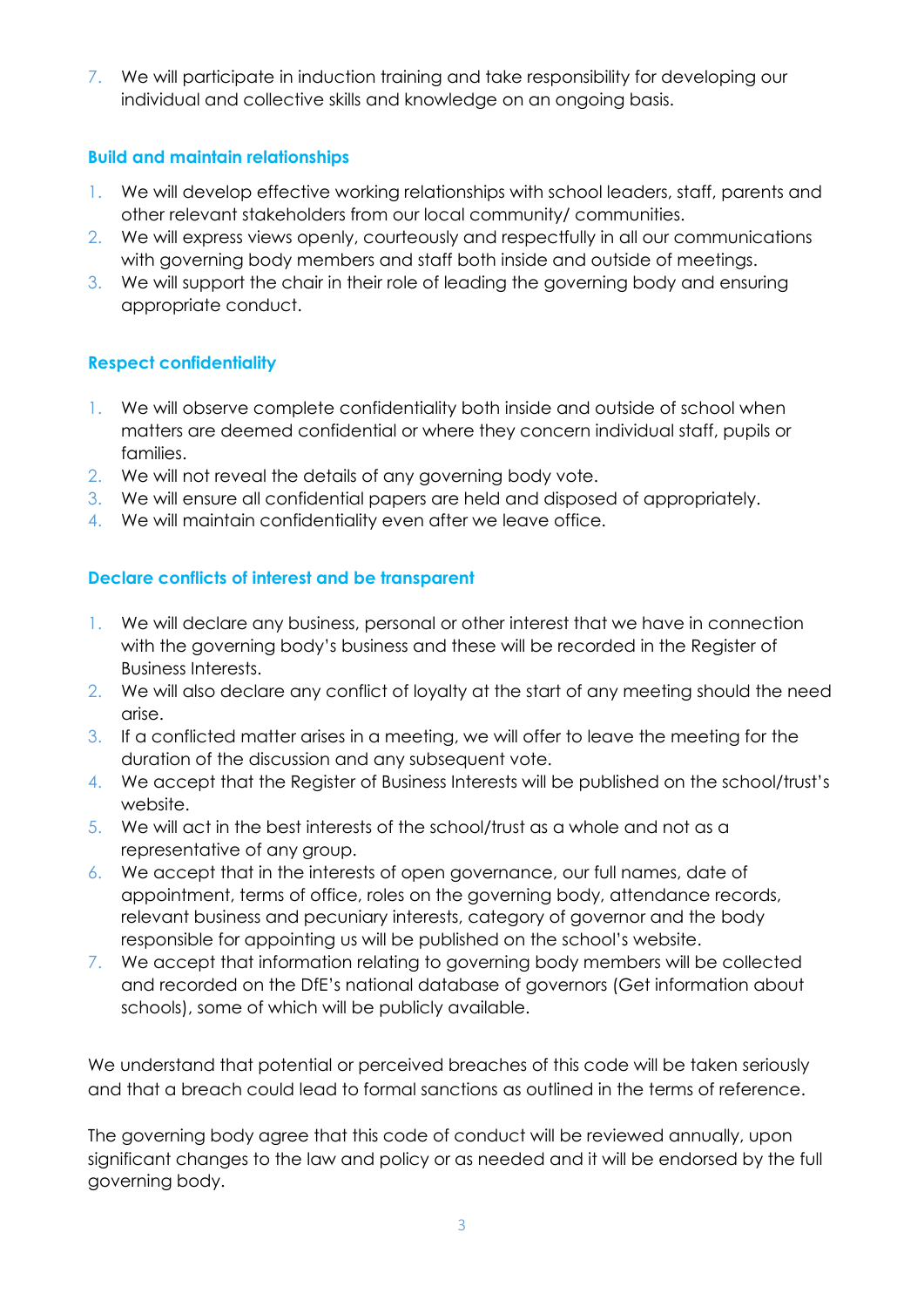7. We will participate in induction training and take responsibility for developing our individual and collective skills and knowledge on an ongoing basis.

### Build and maintain relationships

1. We will develop effective working relationships with school leaders, staff, parents and other relevant stakeholders from our local community/ communities.
2. We will express views openly, courteously and respectfully in all our communications with governing body members and staff both inside and outside of meetings.
3. We will support the chair in their role of leading the governing body and ensuring appropriate conduct.

### Respect confidentiality

1. We will observe complete confidentiality both inside and outside of school when matters are deemed confidential or where they concern individual staff, pupils or families.
2. We will not reveal the details of any governing body vote.
3. We will ensure all confidential papers are held and disposed of appropriately.
4. We will maintain confidentiality even after we leave office.

### Declare conflicts of interest and be transparent

1. We will declare any business, personal or other interest that we have in connection with the governing body's business and these will be recorded in the Register of Business Interests.
2. We will also declare any conflict of loyalty at the start of any meeting should the need arise.
3. If a conflicted matter arises in a meeting, we will offer to leave the meeting for the duration of the discussion and any subsequent vote.
4. We accept that the Register of Business Interests will be published on the school/trust's website.
5. We will act in the best interests of the school/trust as a whole and not as a representative of any group.
6. We accept that in the interests of open governance, our full names, date of appointment, terms of office, roles on the governing body, attendance records, relevant business and pecuniary interests, category of governor and the body responsible for appointing us will be published on the school's website.
7. We accept that information relating to governing body members will be collected and recorded on the DfE's national database of governors (Get information about schools), some of which will be publicly available.

We understand that potential or perceived breaches of this code will be taken seriously and that a breach could lead to formal sanctions as outlined in the terms of reference.

The governing body agree that this code of conduct will be reviewed annually, upon significant changes to the law and policy or as needed and it will be endorsed by the full governing body.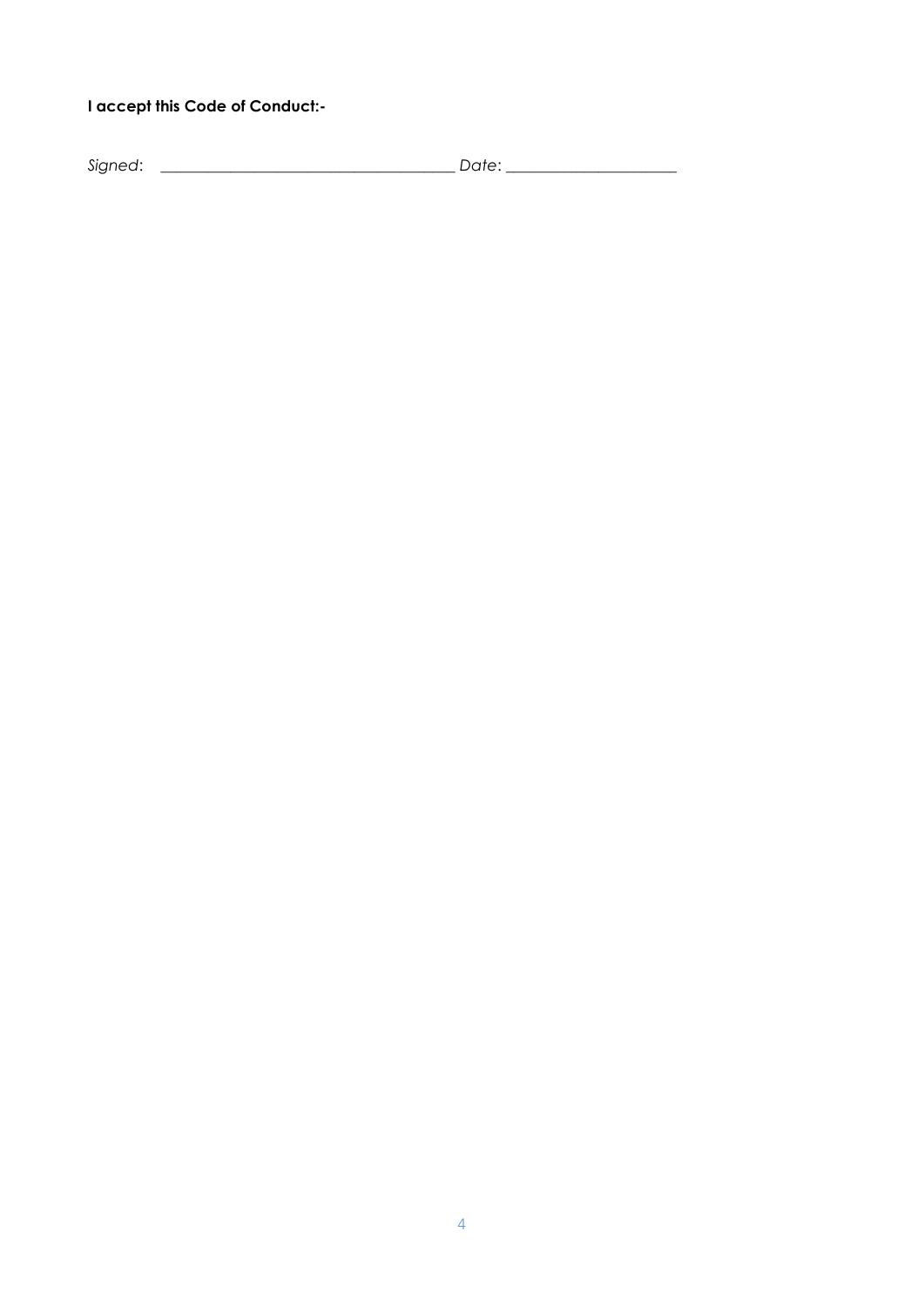**I accept this Code of Conduct:-**

*Signed*: ____________________________________ *Date*: _____________________